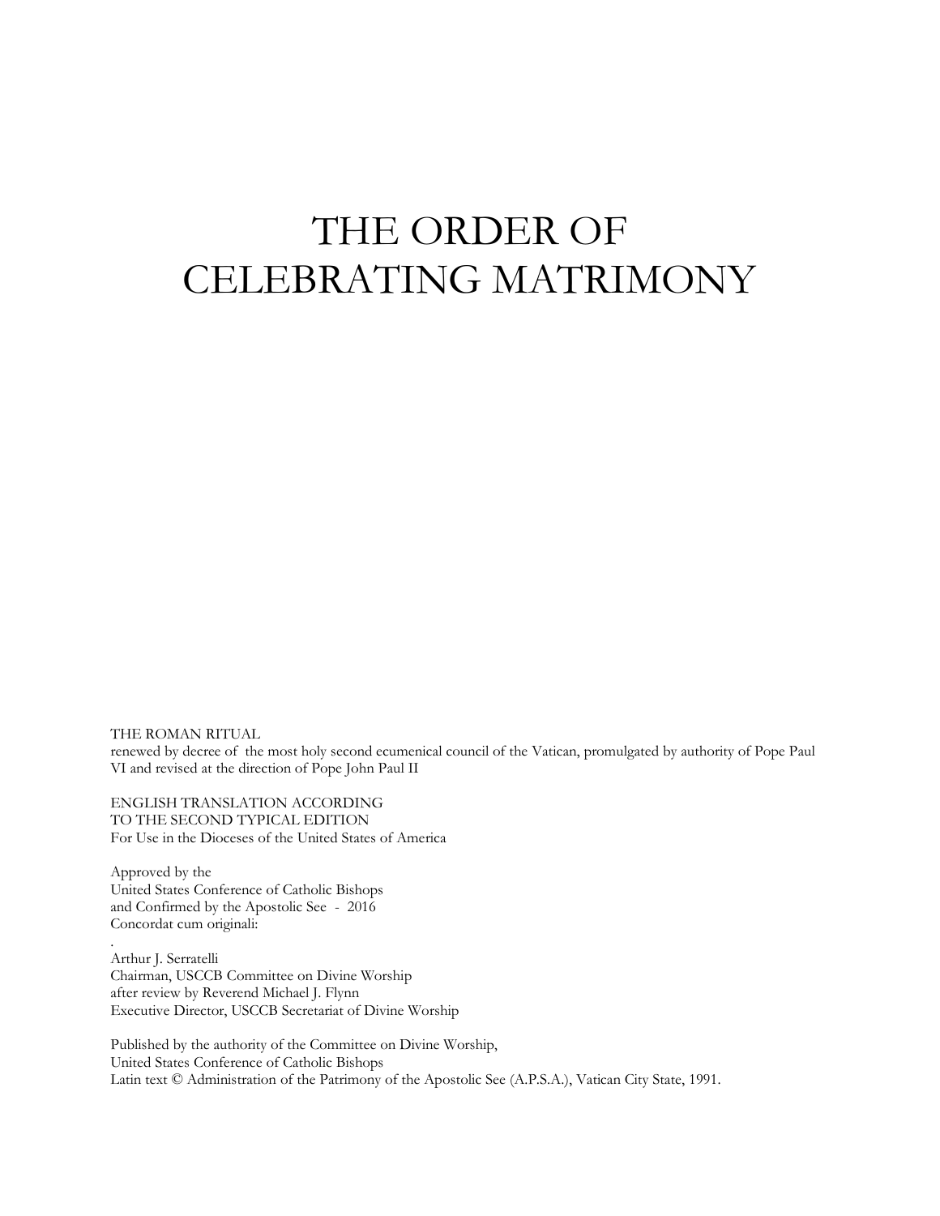# THE ORDER OF CELEBRATING MATRIMONY

THE ROMAN RITUAL
renewed by decree of the most holy second ecumenical council of the Vatican, promulgated by authority of Pope Paul VI and revised at the direction of Pope John Paul II

ENGLISH TRANSLATION ACCORDING
TO THE SECOND TYPICAL EDITION
For Use in the Dioceses of the United States of America

Approved by the
United States Conference of Catholic Bishops
and Confirmed by the Apostolic See - 2016
Concordat cum originali:

.
Arthur J. Serratelli
Chairman, USCCB Committee on Divine Worship
after review by Reverend Michael J. Flynn
Executive Director, USCCB Secretariat of Divine Worship

Published by the authority of the Committee on Divine Worship,
United States Conference of Catholic Bishops
Latin text © Administration of the Patrimony of the Apostolic See (A.P.S.A.), Vatican City State, 1991.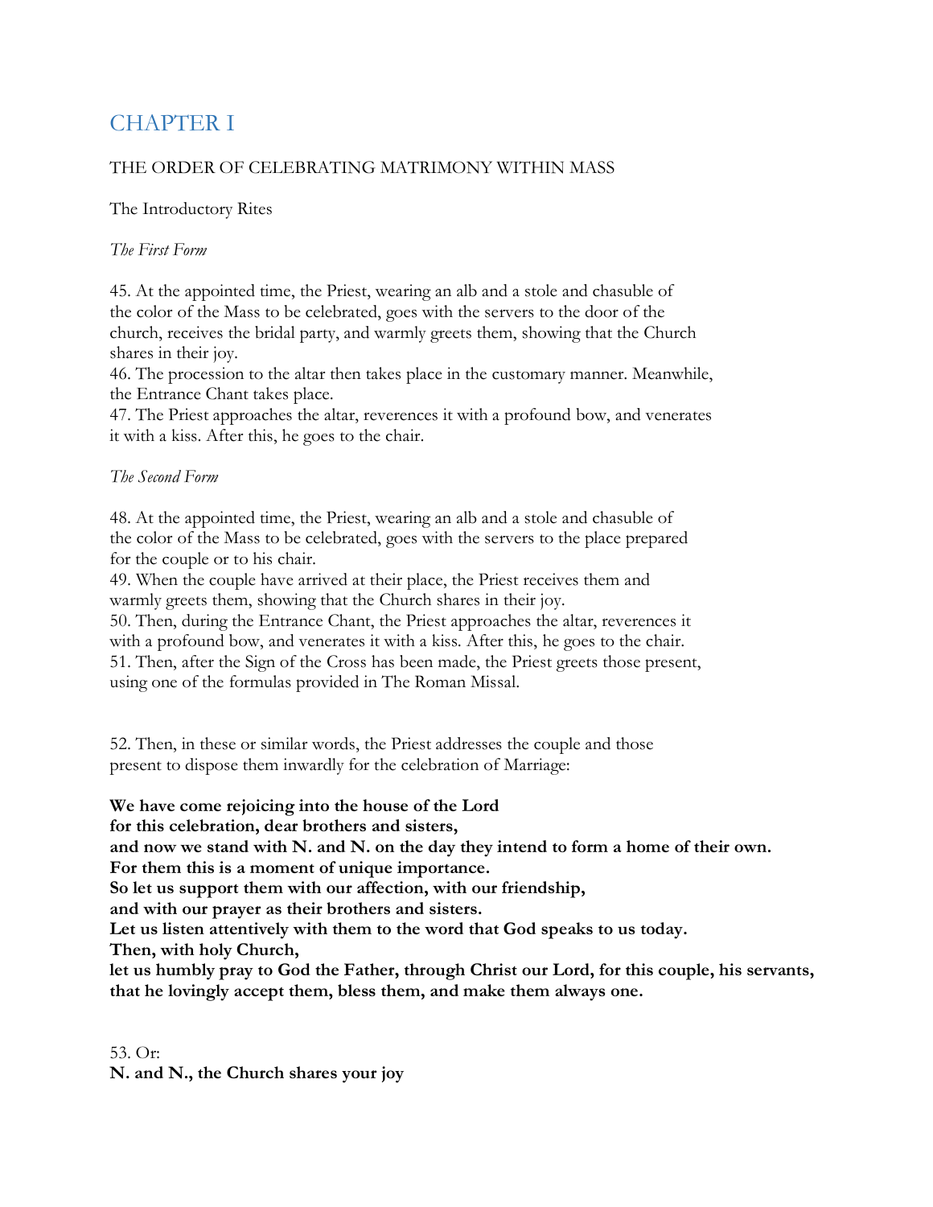# CHAPTER I

## THE ORDER OF CELEBRATING MATRIMONY WITHIN MASS

### The Introductory Rites

*The First Form*

45. At the appointed time, the Priest, wearing an alb and a stole and chasuble of the color of the Mass to be celebrated, goes with the servers to the door of the church, receives the bridal party, and warmly greets them, showing that the Church shares in their joy.
46. The procession to the altar then takes place in the customary manner. Meanwhile, the Entrance Chant takes place.
47. The Priest approaches the altar, reverences it with a profound bow, and venerates it with a kiss. After this, he goes to the chair.

*The Second Form*

48. At the appointed time, the Priest, wearing an alb and a stole and chasuble of the color of the Mass to be celebrated, goes with the servers to the place prepared for the couple or to his chair.
49. When the couple have arrived at their place, the Priest receives them and warmly greets them, showing that the Church shares in their joy.
50. Then, during the Entrance Chant, the Priest approaches the altar, reverences it with a profound bow, and venerates it with a kiss. After this, he goes to the chair.
51. Then, after the Sign of the Cross has been made, the Priest greets those present, using one of the formulas provided in The Roman Missal.

52. Then, in these or similar words, the Priest addresses the couple and those present to dispose them inwardly for the celebration of Marriage:

**We have come rejoicing into the house of the Lord**
**for this celebration, dear brothers and sisters,**
**and now we stand with N. and N. on the day they intend to form a home of their own.**
**For them this is a moment of unique importance.**
**So let us support them with our affection, with our friendship,**
**and with our prayer as their brothers and sisters.**
**Let us listen attentively with them to the word that God speaks to us today.**
**Then, with holy Church,**
**let us humbly pray to God the Father, through Christ our Lord, for this couple, his servants,**
**that he lovingly accept them, bless them, and make them always one.**

53. Or:
**N. and N., the Church shares your joy**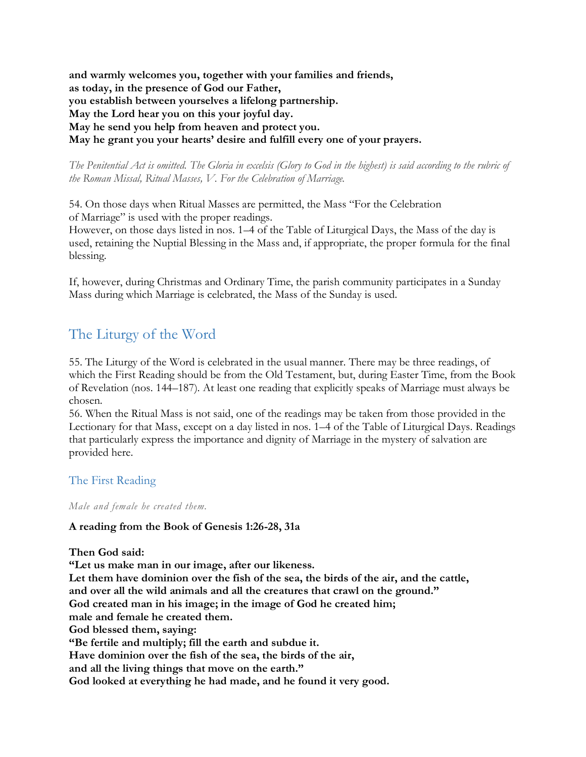**and warmly welcomes you, together with your families and friends,**
**as today, in the presence of God our Father,**
**you establish between yourselves a lifelong partnership.**
**May the Lord hear you on this your joyful day.**
**May he send you help from heaven and protect you.**
**May he grant you your hearts' desire and fulfill every one of your prayers.**

*The Penitential Act is omitted. The Gloria in excelsis (Glory to God in the highest) is said according to the rubric of the Roman Missal, Ritual Masses, V. For the Celebration of Marriage.*

54. On those days when Ritual Masses are permitted, the Mass "For the Celebration of Marriage" is used with the proper readings.
However, on those days listed in nos. 1–4 of the Table of Liturgical Days, the Mass of the day is used, retaining the Nuptial Blessing in the Mass and, if appropriate, the proper formula for the final blessing.

If, however, during Christmas and Ordinary Time, the parish community participates in a Sunday Mass during which Marriage is celebrated, the Mass of the Sunday is used.

## The Liturgy of the Word

55. The Liturgy of the Word is celebrated in the usual manner. There may be three readings, of which the First Reading should be from the Old Testament, but, during Easter Time, from the Book of Revelation (nos. 144–187). At least one reading that explicitly speaks of Marriage must always be chosen.
56. When the Ritual Mass is not said, one of the readings may be taken from those provided in the Lectionary for that Mass, except on a day listed in nos. 1–4 of the Table of Liturgical Days. Readings that particularly express the importance and dignity of Marriage in the mystery of salvation are provided here.

### The First Reading

*Male and female he created them.*

**A reading from the Book of Genesis 1:26-28, 31a**

**Then God said:**
**"Let us make man in our image, after our likeness.**
**Let them have dominion over the fish of the sea, the birds of the air, and the cattle,**
**and over all the wild animals and all the creatures that crawl on the ground."**
**God created man in his image; in the image of God he created him;**
**male and female he created them.**
**God blessed them, saying:**
**"Be fertile and multiply; fill the earth and subdue it.**
**Have dominion over the fish of the sea, the birds of the air,**
**and all the living things that move on the earth."**
**God looked at everything he had made, and he found it very good.**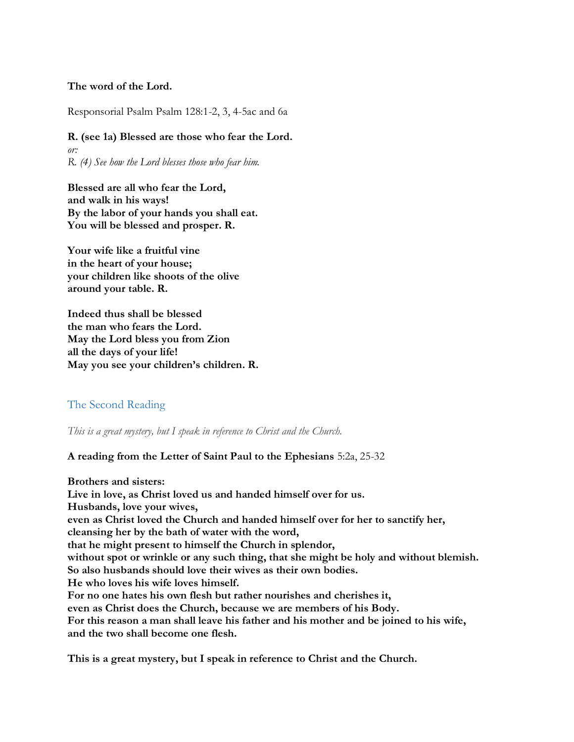**The word of the Lord.**

Responsorial Psalm Psalm 128:1-2, 3, 4-5ac and 6a

**R. (see 1a) Blessed are those who fear the Lord.**  
*or:*  
*R. (4) See how the Lord blesses those who fear him.*

**Blessed are all who fear the Lord,**  
**and walk in his ways!**  
**By the labor of your hands you shall eat.**  
**You will be blessed and prosper. R.**

**Your wife like a fruitful vine**  
**in the heart of your house;**  
**your children like shoots of the olive**  
**around your table. R.**

**Indeed thus shall be blessed**  
**the man who fears the Lord.**  
**May the Lord bless you from Zion**  
**all the days of your life!**  
**May you see your children's children. R.**

## The Second Reading

*This is a great mystery, but I speak in reference to Christ and the Church.*

**A reading from the Letter of Saint Paul to the Ephesians** 5:2a, 25-32

**Brothers and sisters:**  
**Live in love, as Christ loved us and handed himself over for us.**  
**Husbands, love your wives,**  
**even as Christ loved the Church and handed himself over for her to sanctify her,**  
**cleansing her by the bath of water with the word,**  
**that he might present to himself the Church in splendor,**  
**without spot or wrinkle or any such thing, that she might be holy and without blemish.**  
**So also husbands should love their wives as their own bodies.**  
**He who loves his wife loves himself.**  
**For no one hates his own flesh but rather nourishes and cherishes it,**  
**even as Christ does the Church, because we are members of his Body.**  
**For this reason a man shall leave his father and his mother and be joined to his wife,**  
**and the two shall become one flesh.**

**This is a great mystery, but I speak in reference to Christ and the Church.**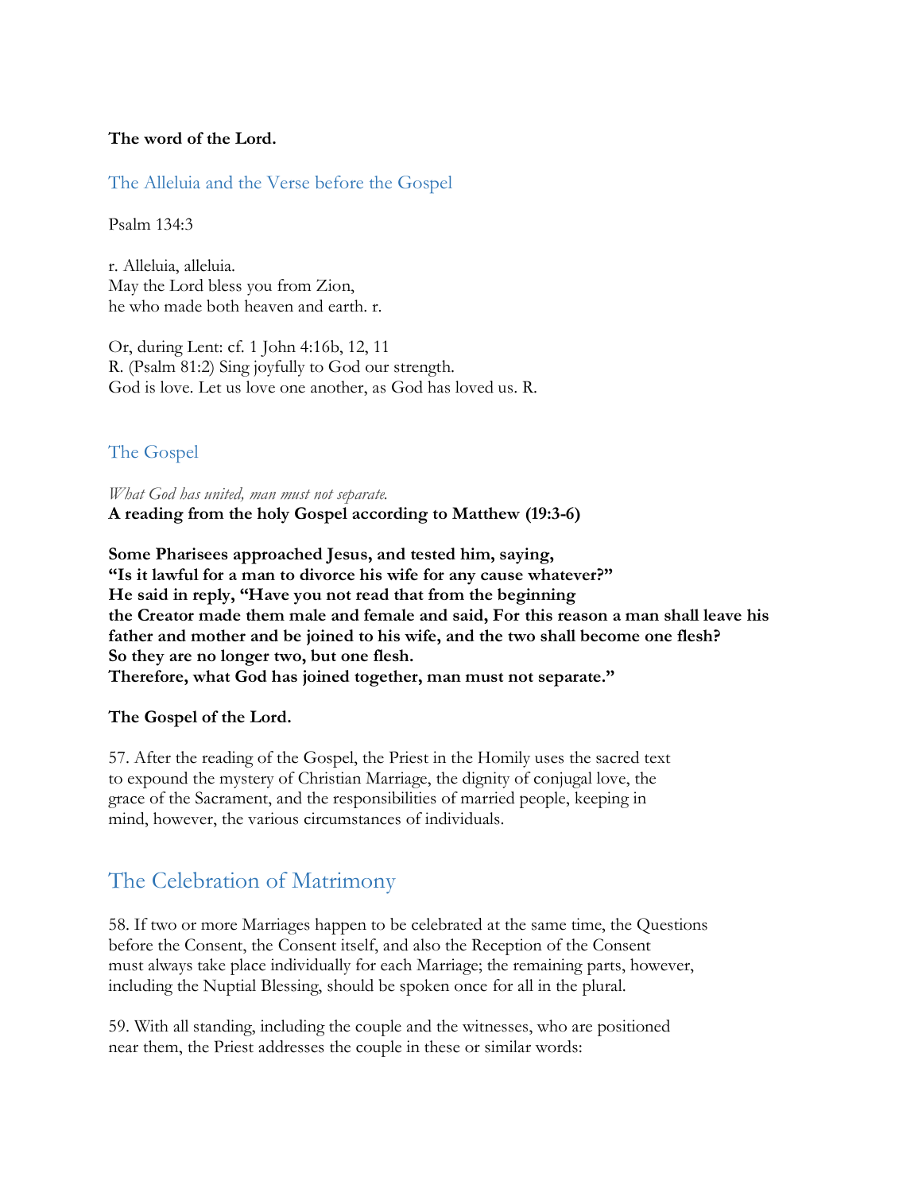**The word of the Lord.**

### The Alleluia and the Verse before the Gospel

Psalm 134:3

r. Alleluia, alleluia.
May the Lord bless you from Zion,
he who made both heaven and earth. r.

Or, during Lent: cf. 1 John 4:16b, 12, 11
R. (Psalm 81:2) Sing joyfully to God our strength.
God is love. Let us love one another, as God has loved us. R.

### The Gospel

*What God has united, man must not separate.*
**A reading from the holy Gospel according to Matthew (19:3-6)**

**Some Pharisees approached Jesus, and tested him, saying,**
**“Is it lawful for a man to divorce his wife for any cause whatever?”**
**He said in reply, “Have you not read that from the beginning**
**the Creator made them male and female and said, For this reason a man shall leave his father and mother and be joined to his wife, and the two shall become one flesh?**
**So they are no longer two, but one flesh.**
**Therefore, what God has joined together, man must not separate.”**

**The Gospel of the Lord.**

57. After the reading of the Gospel, the Priest in the Homily uses the sacred text to expound the mystery of Christian Marriage, the dignity of conjugal love, the grace of the Sacrament, and the responsibilities of married people, keeping in mind, however, the various circumstances of individuals.

## The Celebration of Matrimony

58. If two or more Marriages happen to be celebrated at the same time, the Questions before the Consent, the Consent itself, and also the Reception of the Consent must always take place individually for each Marriage; the remaining parts, however, including the Nuptial Blessing, should be spoken once for all in the plural.

59. With all standing, including the couple and the witnesses, who are positioned near them, the Priest addresses the couple in these or similar words: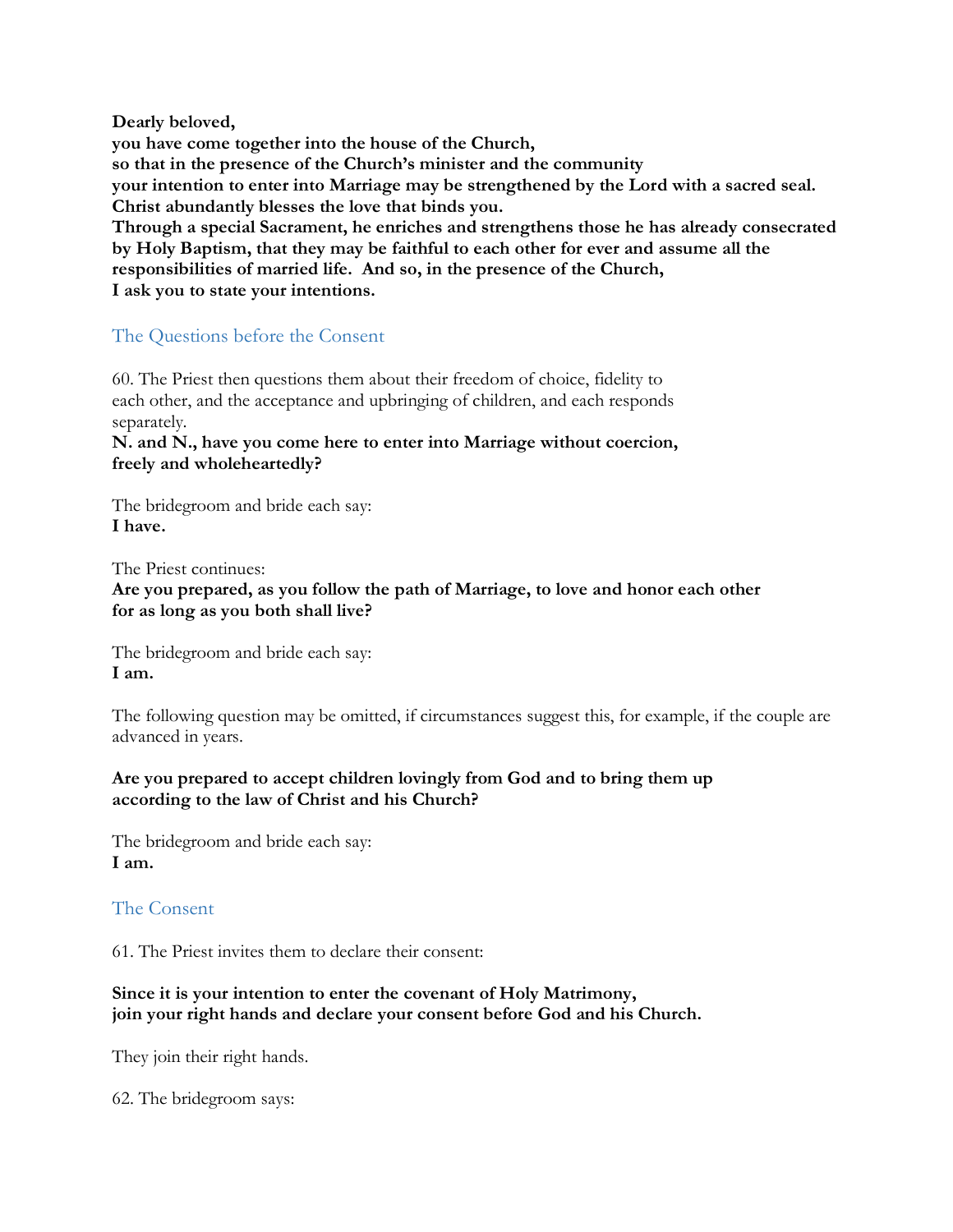**Dearly beloved,**
**you have come together into the house of the Church,**
**so that in the presence of the Church's minister and the community**
**your intention to enter into Marriage may be strengthened by the Lord with a sacred seal.**
**Christ abundantly blesses the love that binds you.**
**Through a special Sacrament, he enriches and strengthens those he has already consecrated by Holy Baptism, that they may be faithful to each other for ever and assume all the responsibilities of married life. And so, in the presence of the Church,**
**I ask you to state your intentions.**

## The Questions before the Consent

60. The Priest then questions them about their freedom of choice, fidelity to each other, and the acceptance and upbringing of children, and each responds separately.

**N. and N., have you come here to enter into Marriage without coercion,**
**freely and wholeheartedly?**

The bridegroom and bride each say:
**I have.**

The Priest continues:
**Are you prepared, as you follow the path of Marriage, to love and honor each other**
**for as long as you both shall live?**

The bridegroom and bride each say:
**I am.**

The following question may be omitted, if circumstances suggest this, for example, if the couple are advanced in years.

**Are you prepared to accept children lovingly from God and to bring them up**
**according to the law of Christ and his Church?**

The bridegroom and bride each say:
**I am.**

## The Consent

61. The Priest invites them to declare their consent:

**Since it is your intention to enter the covenant of Holy Matrimony,**
**join your right hands and declare your consent before God and his Church.**

They join their right hands.

62. The bridegroom says: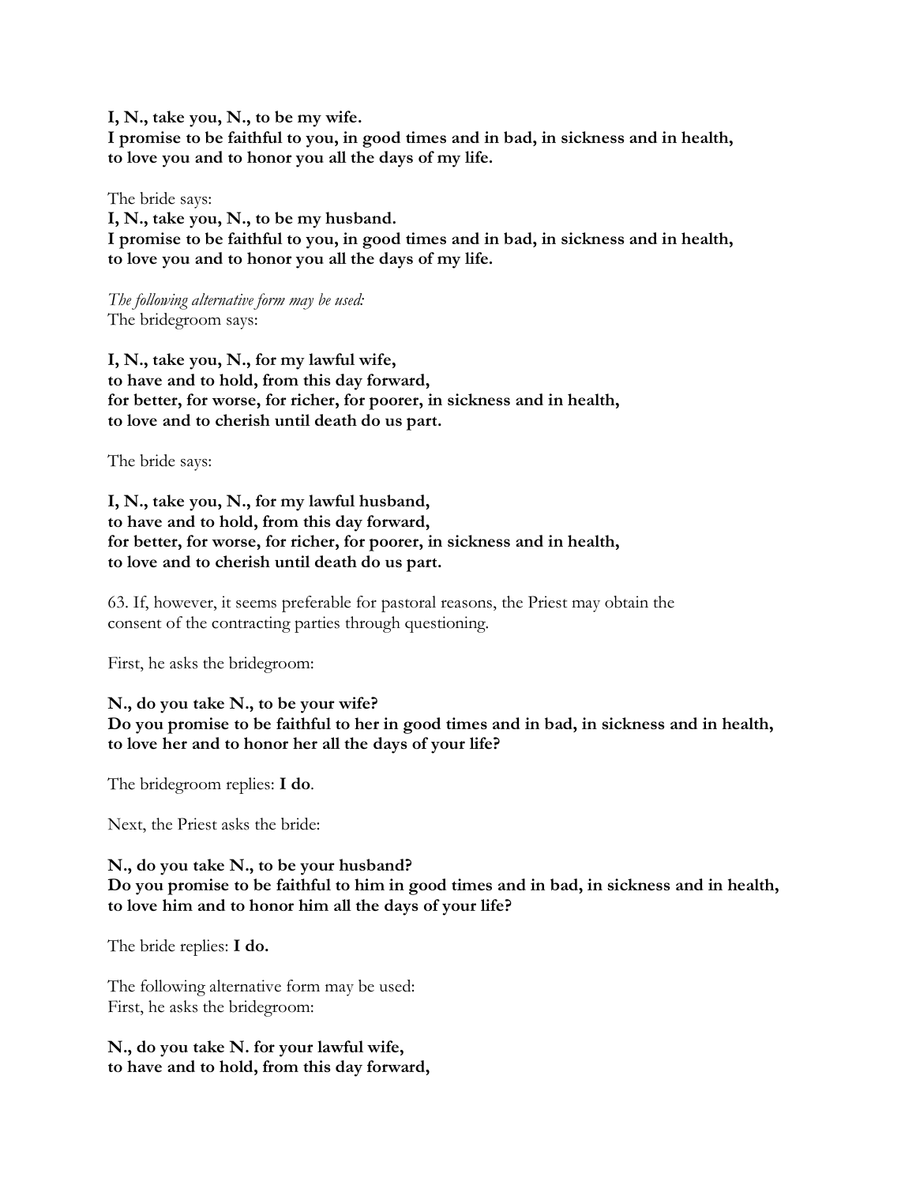**I, N., take you, N., to be my wife.**
**I promise to be faithful to you, in good times and in bad, in sickness and in health,**
**to love you and to honor you all the days of my life.**

The bride says:
**I, N., take you, N., to be my husband.**
**I promise to be faithful to you, in good times and in bad, in sickness and in health,**
**to love you and to honor you all the days of my life.**

*The following alternative form may be used:*
The bridegroom says:

**I, N., take you, N., for my lawful wife,**
**to have and to hold, from this day forward,**
**for better, for worse, for richer, for poorer, in sickness and in health,**
**to love and to cherish until death do us part.**

The bride says:

**I, N., take you, N., for my lawful husband,**
**to have and to hold, from this day forward,**
**for better, for worse, for richer, for poorer, in sickness and in health,**
**to love and to cherish until death do us part.**

63. If, however, it seems preferable for pastoral reasons, the Priest may obtain the consent of the contracting parties through questioning.

First, he asks the bridegroom:

**N., do you take N., to be your wife?**
**Do you promise to be faithful to her in good times and in bad, in sickness and in health,**
**to love her and to honor her all the days of your life?**

The bridegroom replies: **I do**.

Next, the Priest asks the bride:

**N., do you take N., to be your husband?**
**Do you promise to be faithful to him in good times and in bad, in sickness and in health,**
**to love him and to honor him all the days of your life?**

The bride replies: **I do.**

The following alternative form may be used:
First, he asks the bridegroom:

**N., do you take N. for your lawful wife,**
**to have and to hold, from this day forward,**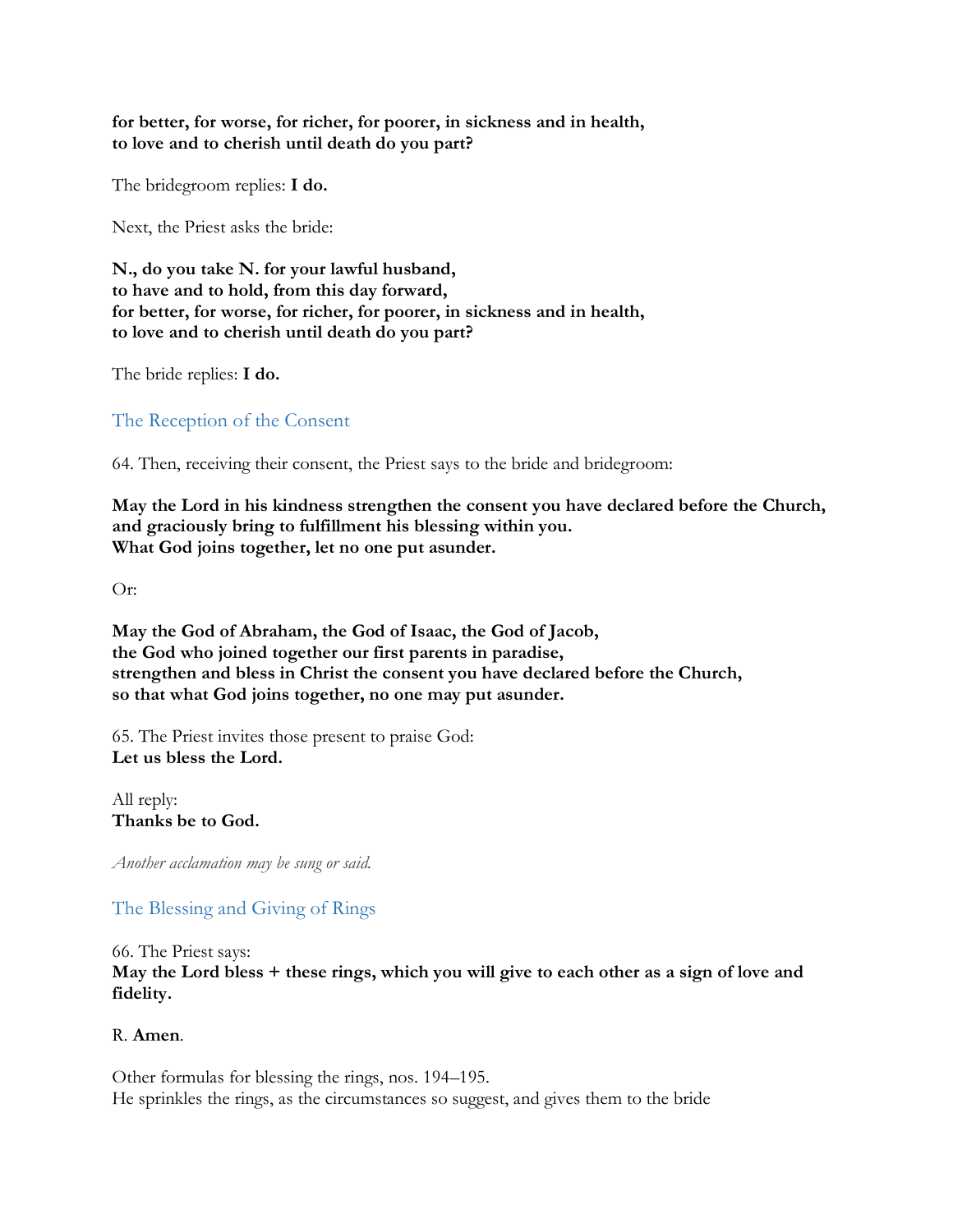**for better, for worse, for richer, for poorer, in sickness and in health,**
**to love and to cherish until death do you part?**

The bridegroom replies: **I do.**

Next, the Priest asks the bride:

**N., do you take N. for your lawful husband,**
**to have and to hold, from this day forward,**
**for better, for worse, for richer, for poorer, in sickness and in health,**
**to love and to cherish until death do you part?**

The bride replies: **I do.**

## The Reception of the Consent

64. Then, receiving their consent, the Priest says to the bride and bridegroom:

**May the Lord in his kindness strengthen the consent you have declared before the Church,**
**and graciously bring to fulfillment his blessing within you.**
**What God joins together, let no one put asunder.**

Or:

**May the God of Abraham, the God of Isaac, the God of Jacob,**
**the God who joined together our first parents in paradise,**
**strengthen and bless in Christ the consent you have declared before the Church,**
**so that what God joins together, no one may put asunder.**

65. The Priest invites those present to praise God:
**Let us bless the Lord.**

All reply:
**Thanks be to God.**

*Another acclamation may be sung or said.*

## The Blessing and Giving of Rings

66. The Priest says:
**May the Lord bless + these rings, which you will give to each other as a sign of love and fidelity.**

R. **Amen**.

Other formulas for blessing the rings, nos. 194–195.
He sprinkles the rings, as the circumstances so suggest, and gives them to the bride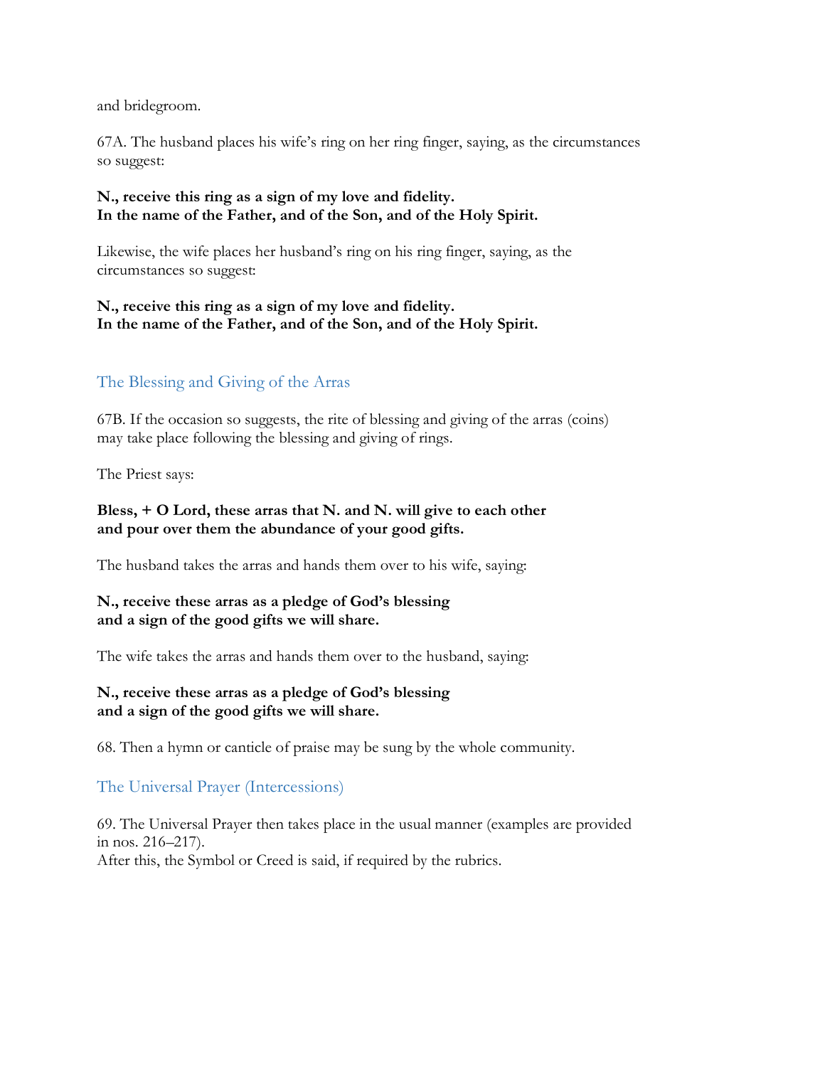and bridegroom.

67A. The husband places his wife's ring on her ring finger, saying, as the circumstances so suggest:

**N., receive this ring as a sign of my love and fidelity.**
**In the name of the Father, and of the Son, and of the Holy Spirit.**

Likewise, the wife places her husband's ring on his ring finger, saying, as the circumstances so suggest:

**N., receive this ring as a sign of my love and fidelity.**
**In the name of the Father, and of the Son, and of the Holy Spirit.**

## The Blessing and Giving of the Arras

67B. If the occasion so suggests, the rite of blessing and giving of the arras (coins) may take place following the blessing and giving of rings.

The Priest says:

**Bless, + O Lord, these arras that N. and N. will give to each other**
**and pour over them the abundance of your good gifts.**

The husband takes the arras and hands them over to his wife, saying:

**N., receive these arras as a pledge of God's blessing**
**and a sign of the good gifts we will share.**

The wife takes the arras and hands them over to the husband, saying:

**N., receive these arras as a pledge of God's blessing**
**and a sign of the good gifts we will share.**

68. Then a hymn or canticle of praise may be sung by the whole community.

## The Universal Prayer (Intercessions)

69. The Universal Prayer then takes place in the usual manner (examples are provided in nos. 216–217).
After this, the Symbol or Creed is said, if required by the rubrics.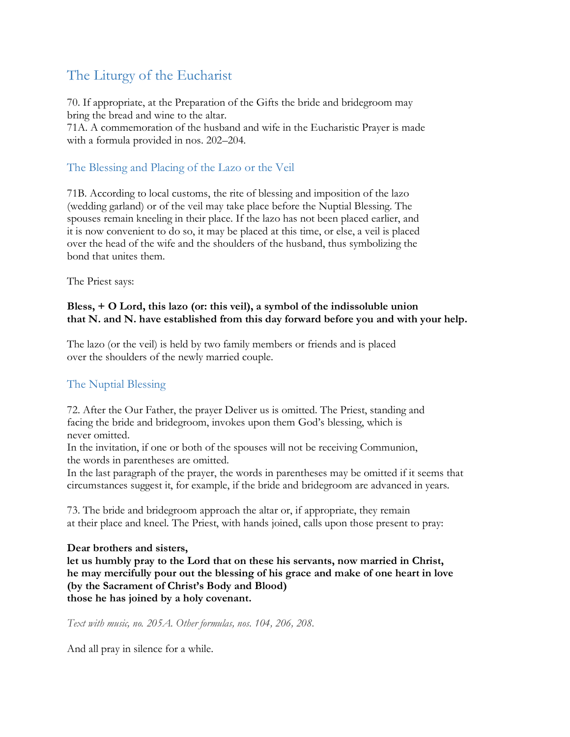## The Liturgy of the Eucharist

70. If appropriate, at the Preparation of the Gifts the bride and bridegroom may bring the bread and wine to the altar.
71A. A commemoration of the husband and wife in the Eucharistic Prayer is made with a formula provided in nos. 202–204.

### The Blessing and Placing of the Lazo or the Veil

71B. According to local customs, the rite of blessing and imposition of the lazo (wedding garland) or of the veil may take place before the Nuptial Blessing. The spouses remain kneeling in their place. If the lazo has not been placed earlier, and it is now convenient to do so, it may be placed at this time, or else, a veil is placed over the head of the wife and the shoulders of the husband, thus symbolizing the bond that unites them.

The Priest says:

**Bless, + O Lord, this lazo (or: this veil), a symbol of the indissoluble union that N. and N. have established from this day forward before you and with your help.**

The lazo (or the veil) is held by two family members or friends and is placed over the shoulders of the newly married couple.

### The Nuptial Blessing

72. After the Our Father, the prayer Deliver us is omitted. The Priest, standing and facing the bride and bridegroom, invokes upon them God's blessing, which is never omitted.
In the invitation, if one or both of the spouses will not be receiving Communion, the words in parentheses are omitted.
In the last paragraph of the prayer, the words in parentheses may be omitted if it seems that circumstances suggest it, for example, if the bride and bridegroom are advanced in years.

73. The bride and bridegroom approach the altar or, if appropriate, they remain at their place and kneel. The Priest, with hands joined, calls upon those present to pray:

**Dear brothers and sisters,**
**let us humbly pray to the Lord that on these his servants, now married in Christ,**
**he may mercifully pour out the blessing of his grace and make of one heart in love**
**(by the Sacrament of Christ's Body and Blood)**
**those he has joined by a holy covenant.**

*Text with music, no. 205A. Other formulas, nos. 104, 206, 208.*

And all pray in silence for a while.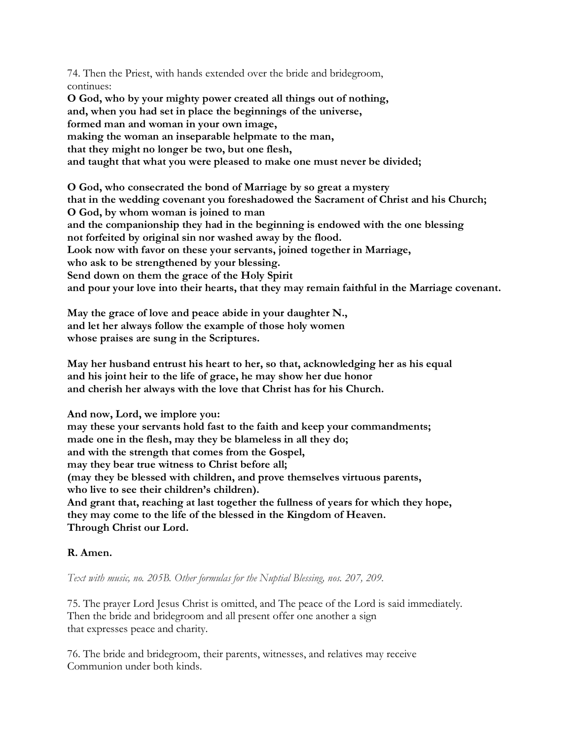74. Then the Priest, with hands extended over the bride and bridegroom, continues:

**O God, who by your mighty power created all things out of nothing,**
**and, when you had set in place the beginnings of the universe,**
**formed man and woman in your own image,**
**making the woman an inseparable helpmate to the man,**
**that they might no longer be two, but one flesh,**
**and taught that what you were pleased to make one must never be divided;**

**O God, who consecrated the bond of Marriage by so great a mystery**
**that in the wedding covenant you foreshadowed the Sacrament of Christ and his Church;**
**O God, by whom woman is joined to man**
**and the companionship they had in the beginning is endowed with the one blessing**
**not forfeited by original sin nor washed away by the flood.**
**Look now with favor on these your servants, joined together in Marriage,**
**who ask to be strengthened by your blessing.**
**Send down on them the grace of the Holy Spirit**
**and pour your love into their hearts, that they may remain faithful in the Marriage covenant.**

**May the grace of love and peace abide in your daughter N.,**
**and let her always follow the example of those holy women**
**whose praises are sung in the Scriptures.**

**May her husband entrust his heart to her, so that, acknowledging her as his equal**
**and his joint heir to the life of grace, he may show her due honor**
**and cherish her always with the love that Christ has for his Church.**

**And now, Lord, we implore you:**
**may these your servants hold fast to the faith and keep your commandments;**
**made one in the flesh, may they be blameless in all they do;**
**and with the strength that comes from the Gospel,**
**may they bear true witness to Christ before all;**
**(may they be blessed with children, and prove themselves virtuous parents,**
**who live to see their children's children).**
**And grant that, reaching at last together the fullness of years for which they hope,**
**they may come to the life of the blessed in the Kingdom of Heaven.**
**Through Christ our Lord.**

**R. Amen.**

*Text with music, no. 205B. Other formulas for the Nuptial Blessing, nos. 207, 209.*

75. The prayer Lord Jesus Christ is omitted, and The peace of the Lord is said immediately. Then the bride and bridegroom and all present offer one another a sign that expresses peace and charity.

76. The bride and bridegroom, their parents, witnesses, and relatives may receive Communion under both kinds.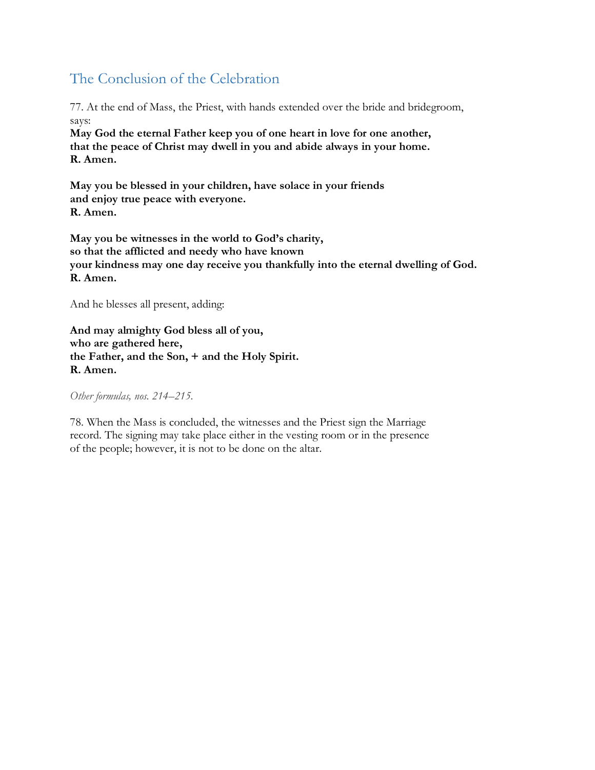## The Conclusion of the Celebration

77. At the end of Mass, the Priest, with hands extended over the bride and bridegroom, says:

**May God the eternal Father keep you of one heart in love for one another,**
**that the peace of Christ may dwell in you and abide always in your home.**
**R. Amen.**

**May you be blessed in your children, have solace in your friends**
**and enjoy true peace with everyone.**
**R. Amen.**

**May you be witnesses in the world to God's charity,**
**so that the afflicted and needy who have known**
**your kindness may one day receive you thankfully into the eternal dwelling of God.**
**R. Amen.**

And he blesses all present, adding:

**And may almighty God bless all of you,**
**who are gathered here,**
**the Father, and the Son, + and the Holy Spirit.**
**R. Amen.**

*Other formulas, nos. 214–215.*

78. When the Mass is concluded, the witnesses and the Priest sign the Marriage record. The signing may take place either in the vesting room or in the presence of the people; however, it is not to be done on the altar.